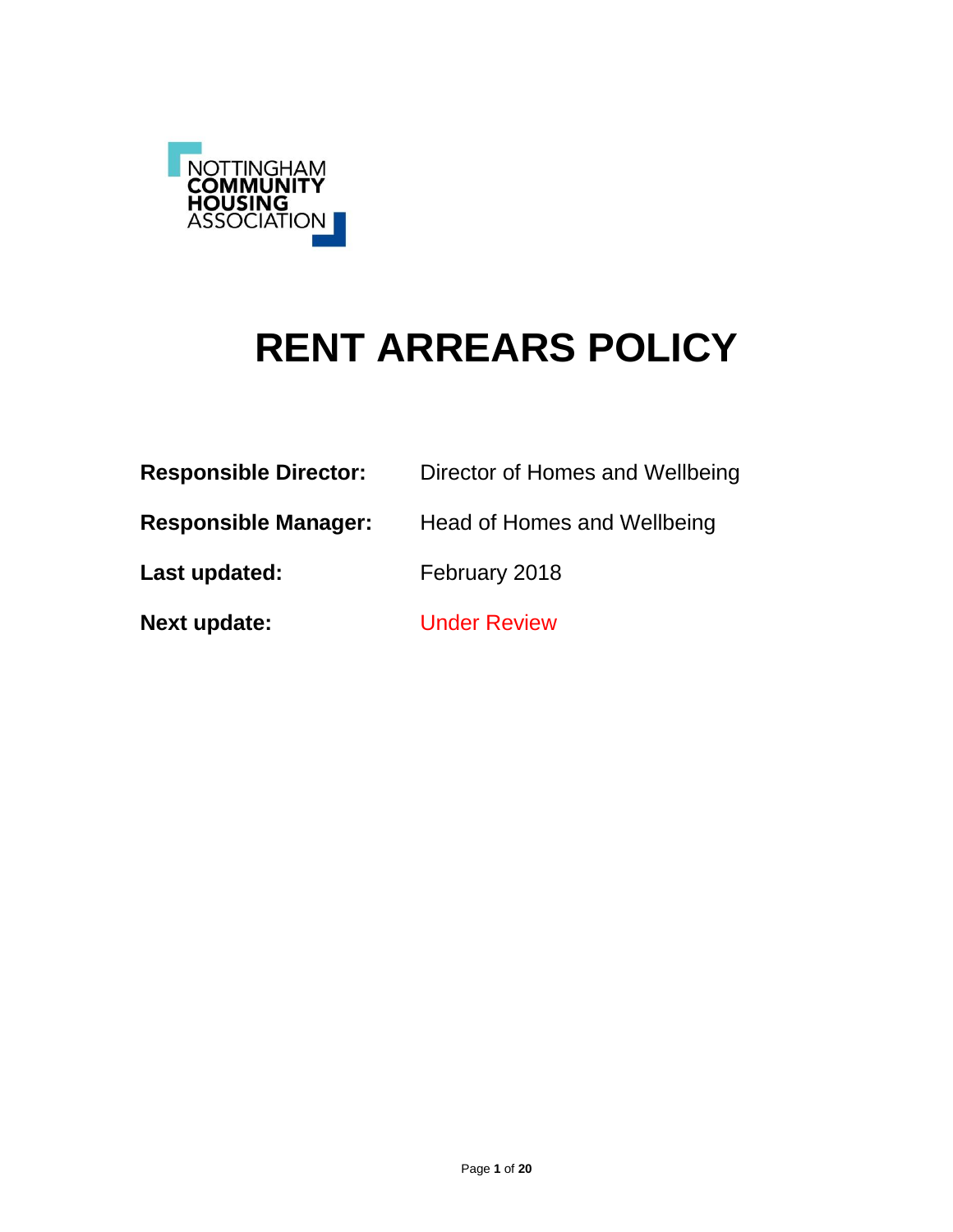NOTTINGHAM
**COMMUNITY**
**HOUSING**
ASSOCIATION

# RENT ARREARS POLICY

**Responsible Director:** Director of Homes and Wellbeing

**Responsible Manager:** Head of Homes and Wellbeing

**Last updated:** February 2018

**Next update:** Under Review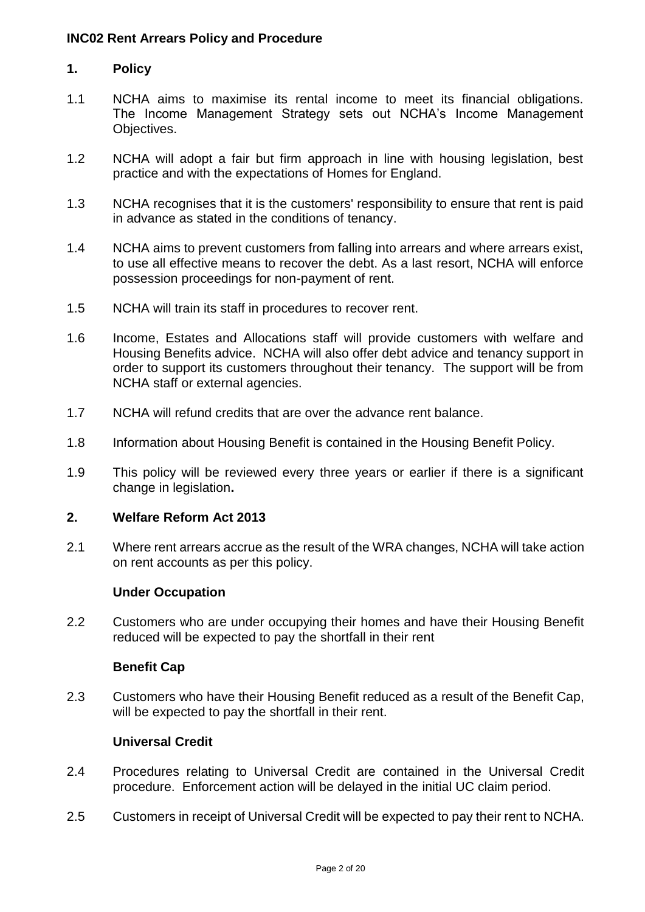**INC02 Rent Arrears Policy and Procedure**

## 1. Policy

1.1 NCHA aims to maximise its rental income to meet its financial obligations. The Income Management Strategy sets out NCHA's Income Management Objectives.

1.2 NCHA will adopt a fair but firm approach in line with housing legislation, best practice and with the expectations of Homes for England.

1.3 NCHA recognises that it is the customers' responsibility to ensure that rent is paid in advance as stated in the conditions of tenancy.

1.4 NCHA aims to prevent customers from falling into arrears and where arrears exist, to use all effective means to recover the debt. As a last resort, NCHA will enforce possession proceedings for non-payment of rent.

1.5 NCHA will train its staff in procedures to recover rent.

1.6 Income, Estates and Allocations staff will provide customers with welfare and Housing Benefits advice. NCHA will also offer debt advice and tenancy support in order to support its customers throughout their tenancy. The support will be from NCHA staff or external agencies.

1.7 NCHA will refund credits that are over the advance rent balance.

1.8 Information about Housing Benefit is contained in the Housing Benefit Policy.

1.9 This policy will be reviewed every three years or earlier if there is a significant change in legislation**.**

## 2. Welfare Reform Act 2013

2.1 Where rent arrears accrue as the result of the WRA changes, NCHA will take action on rent accounts as per this policy.

### Under Occupation

2.2 Customers who are under occupying their homes and have their Housing Benefit reduced will be expected to pay the shortfall in their rent

### Benefit Cap

2.3 Customers who have their Housing Benefit reduced as a result of the Benefit Cap, will be expected to pay the shortfall in their rent.

### Universal Credit

2.4 Procedures relating to Universal Credit are contained in the Universal Credit procedure. Enforcement action will be delayed in the initial UC claim period.

2.5 Customers in receipt of Universal Credit will be expected to pay their rent to NCHA.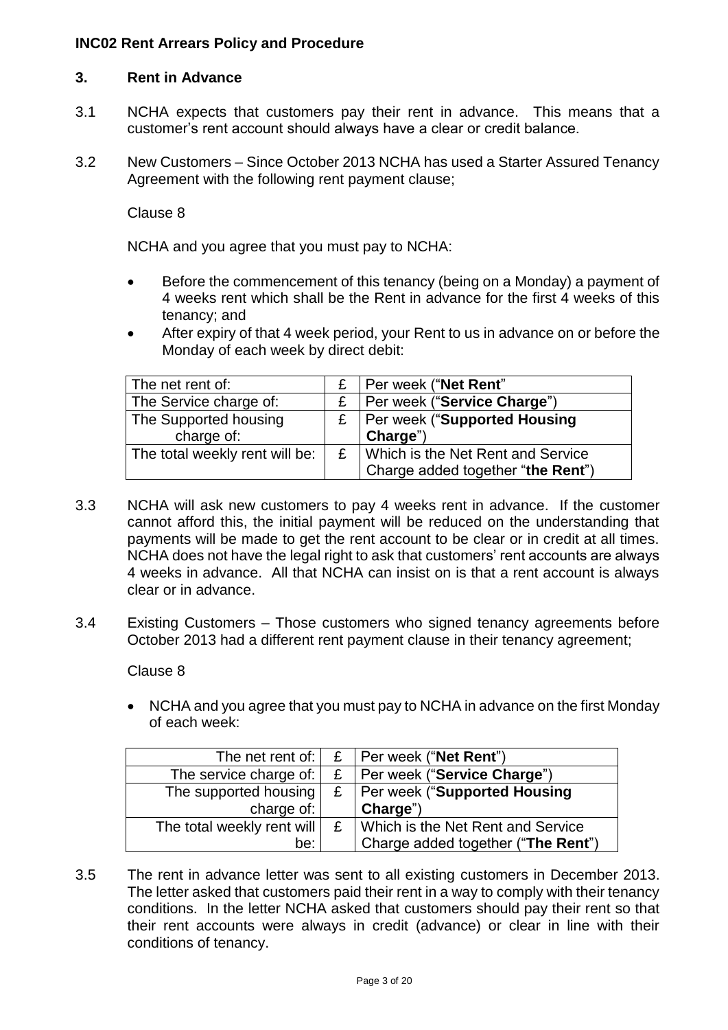# INC02 Rent Arrears Policy and Procedure

## 3. Rent in Advance

3.1 NCHA expects that customers pay their rent in advance. This means that a customer's rent account should always have a clear or credit balance.

3.2 New Customers – Since October 2013 NCHA has used a Starter Assured Tenancy Agreement with the following rent payment clause;

Clause 8

NCHA and you agree that you must pay to NCHA:

- Before the commencement of this tenancy (being on a Monday) a payment of 4 weeks rent which shall be the Rent in advance for the first 4 weeks of this tenancy; and
- After expiry of that 4 week period, your Rent to us in advance on or before the Monday of each week by direct debit:

| The net rent of: | £ | Per week ("**Net Rent**" |
|---|---|---|
| The Service charge of: | £ | Per week ("**Service Charge**") |
| The Supported housing charge of: | £ | Per week ("**Supported Housing Charge**") |
| The total weekly rent will be: | £ | Which is the Net Rent and Service Charge added together "**the Rent**") |

3.3 NCHA will ask new customers to pay 4 weeks rent in advance. If the customer cannot afford this, the initial payment will be reduced on the understanding that payments will be made to get the rent account to be clear or in credit at all times. NCHA does not have the legal right to ask that customers' rent accounts are always 4 weeks in advance. All that NCHA can insist on is that a rent account is always clear or in advance.

3.4 Existing Customers – Those customers who signed tenancy agreements before October 2013 had a different rent payment clause in their tenancy agreement;

Clause 8

- NCHA and you agree that you must pay to NCHA in advance on the first Monday of each week:

| The net rent of: | £ | Per week ("**Net Rent**") |
|---|---|---|
| The service charge of: | £ | Per week ("**Service Charge**") |
| The supported housing charge of: | £ | Per week ("**Supported Housing Charge**") |
| The total weekly rent will be: | £ | Which is the Net Rent and Service Charge added together ("**The Rent**") |

3.5 The rent in advance letter was sent to all existing customers in December 2013. The letter asked that customers paid their rent in a way to comply with their tenancy conditions. In the letter NCHA asked that customers should pay their rent so that their rent accounts were always in credit (advance) or clear in line with their conditions of tenancy.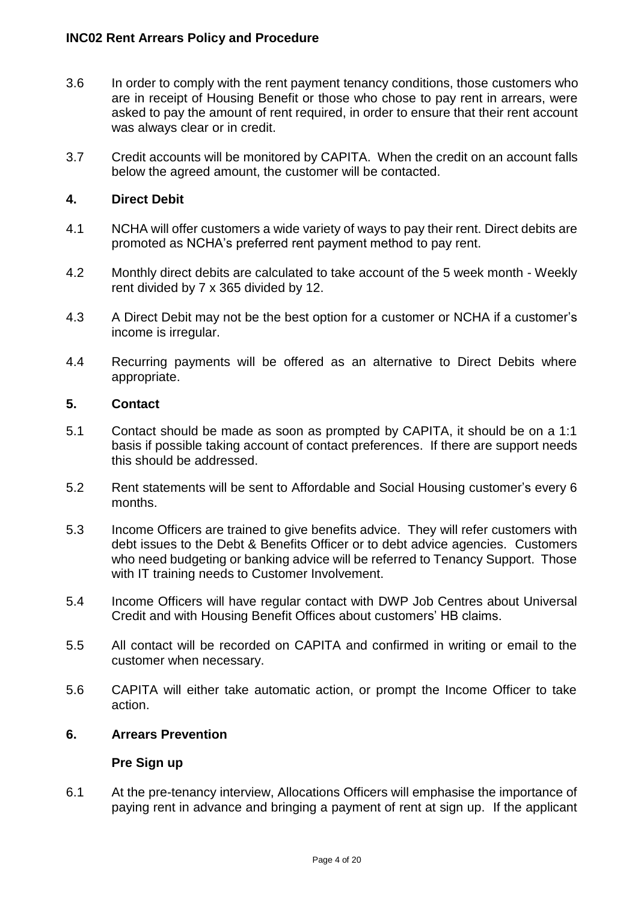3.6 In order to comply with the rent payment tenancy conditions, those customers who are in receipt of Housing Benefit or those who chose to pay rent in arrears, were asked to pay the amount of rent required, in order to ensure that their rent account was always clear or in credit.

3.7 Credit accounts will be monitored by CAPITA. When the credit on an account falls below the agreed amount, the customer will be contacted.

## 4. Direct Debit

4.1 NCHA will offer customers a wide variety of ways to pay their rent. Direct debits are promoted as NCHA's preferred rent payment method to pay rent.

4.2 Monthly direct debits are calculated to take account of the 5 week month - Weekly rent divided by 7 x 365 divided by 12.

4.3 A Direct Debit may not be the best option for a customer or NCHA if a customer's income is irregular.

4.4 Recurring payments will be offered as an alternative to Direct Debits where appropriate.

## 5. Contact

5.1 Contact should be made as soon as prompted by CAPITA, it should be on a 1:1 basis if possible taking account of contact preferences. If there are support needs this should be addressed.

5.2 Rent statements will be sent to Affordable and Social Housing customer's every 6 months.

5.3 Income Officers are trained to give benefits advice. They will refer customers with debt issues to the Debt & Benefits Officer or to debt advice agencies. Customers who need budgeting or banking advice will be referred to Tenancy Support. Those with IT training needs to Customer Involvement.

5.4 Income Officers will have regular contact with DWP Job Centres about Universal Credit and with Housing Benefit Offices about customers' HB claims.

5.5 All contact will be recorded on CAPITA and confirmed in writing or email to the customer when necessary.

5.6 CAPITA will either take automatic action, or prompt the Income Officer to take action.

## 6. Arrears Prevention

### Pre Sign up

6.1 At the pre-tenancy interview, Allocations Officers will emphasise the importance of paying rent in advance and bringing a payment of rent at sign up. If the applicant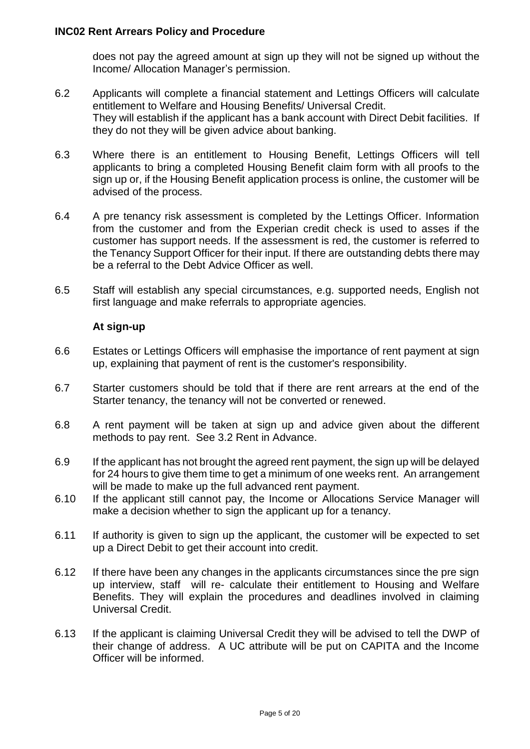does not pay the agreed amount at sign up they will not be signed up without the Income/ Allocation Manager's permission.

6.2 Applicants will complete a financial statement and Lettings Officers will calculate entitlement to Welfare and Housing Benefits/ Universal Credit. They will establish if the applicant has a bank account with Direct Debit facilities. If they do not they will be given advice about banking.

6.3 Where there is an entitlement to Housing Benefit, Lettings Officers will tell applicants to bring a completed Housing Benefit claim form with all proofs to the sign up or, if the Housing Benefit application process is online, the customer will be advised of the process.

6.4 A pre tenancy risk assessment is completed by the Lettings Officer. Information from the customer and from the Experian credit check is used to asses if the customer has support needs. If the assessment is red, the customer is referred to the Tenancy Support Officer for their input. If there are outstanding debts there may be a referral to the Debt Advice Officer as well.

6.5 Staff will establish any special circumstances, e.g. supported needs, English not first language and make referrals to appropriate agencies.

**At sign-up**

6.6 Estates or Lettings Officers will emphasise the importance of rent payment at sign up, explaining that payment of rent is the customer's responsibility.

6.7 Starter customers should be told that if there are rent arrears at the end of the Starter tenancy, the tenancy will not be converted or renewed.

6.8 A rent payment will be taken at sign up and advice given about the different methods to pay rent. See 3.2 Rent in Advance.

6.9 If the applicant has not brought the agreed rent payment, the sign up will be delayed for 24 hours to give them time to get a minimum of one weeks rent. An arrangement will be made to make up the full advanced rent payment.

6.10 If the applicant still cannot pay, the Income or Allocations Service Manager will make a decision whether to sign the applicant up for a tenancy.

6.11 If authority is given to sign up the applicant, the customer will be expected to set up a Direct Debit to get their account into credit.

6.12 If there have been any changes in the applicants circumstances since the pre sign up interview, staff will re- calculate their entitlement to Housing and Welfare Benefits. They will explain the procedures and deadlines involved in claiming Universal Credit.

6.13 If the applicant is claiming Universal Credit they will be advised to tell the DWP of their change of address. A UC attribute will be put on CAPITA and the Income Officer will be informed.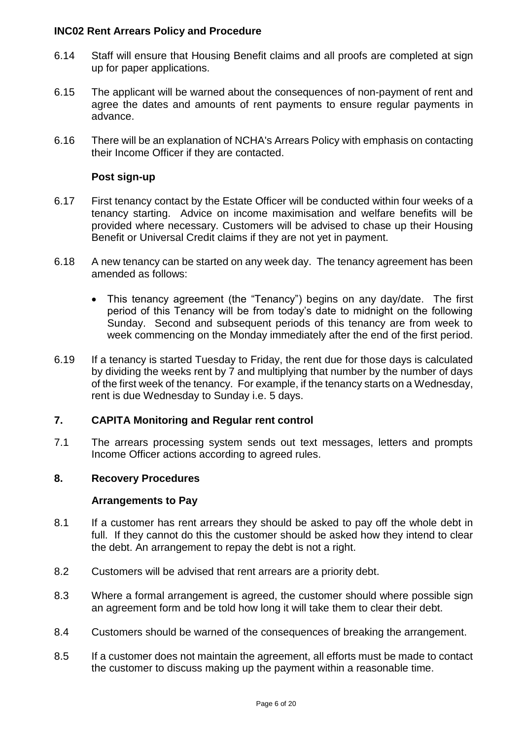6.14 Staff will ensure that Housing Benefit claims and all proofs are completed at sign up for paper applications.

6.15 The applicant will be warned about the consequences of non-payment of rent and agree the dates and amounts of rent payments to ensure regular payments in advance.

6.16 There will be an explanation of NCHA's Arrears Policy with emphasis on contacting their Income Officer if they are contacted.

### Post sign-up

6.17 First tenancy contact by the Estate Officer will be conducted within four weeks of a tenancy starting. Advice on income maximisation and welfare benefits will be provided where necessary. Customers will be advised to chase up their Housing Benefit or Universal Credit claims if they are not yet in payment.

6.18 A new tenancy can be started on any week day. The tenancy agreement has been amended as follows:

- This tenancy agreement (the "Tenancy") begins on any day/date. The first period of this Tenancy will be from today's date to midnight on the following Sunday. Second and subsequent periods of this tenancy are from week to week commencing on the Monday immediately after the end of the first period.

6.19 If a tenancy is started Tuesday to Friday, the rent due for those days is calculated by dividing the weeks rent by 7 and multiplying that number by the number of days of the first week of the tenancy. For example, if the tenancy starts on a Wednesday, rent is due Wednesday to Sunday i.e. 5 days.

## 7. CAPITA Monitoring and Regular rent control

7.1 The arrears processing system sends out text messages, letters and prompts Income Officer actions according to agreed rules.

## 8. Recovery Procedures

### Arrangements to Pay

8.1 If a customer has rent arrears they should be asked to pay off the whole debt in full. If they cannot do this the customer should be asked how they intend to clear the debt. An arrangement to repay the debt is not a right.

8.2 Customers will be advised that rent arrears are a priority debt.

8.3 Where a formal arrangement is agreed, the customer should where possible sign an agreement form and be told how long it will take them to clear their debt.

8.4 Customers should be warned of the consequences of breaking the arrangement.

8.5 If a customer does not maintain the agreement, all efforts must be made to contact the customer to discuss making up the payment within a reasonable time.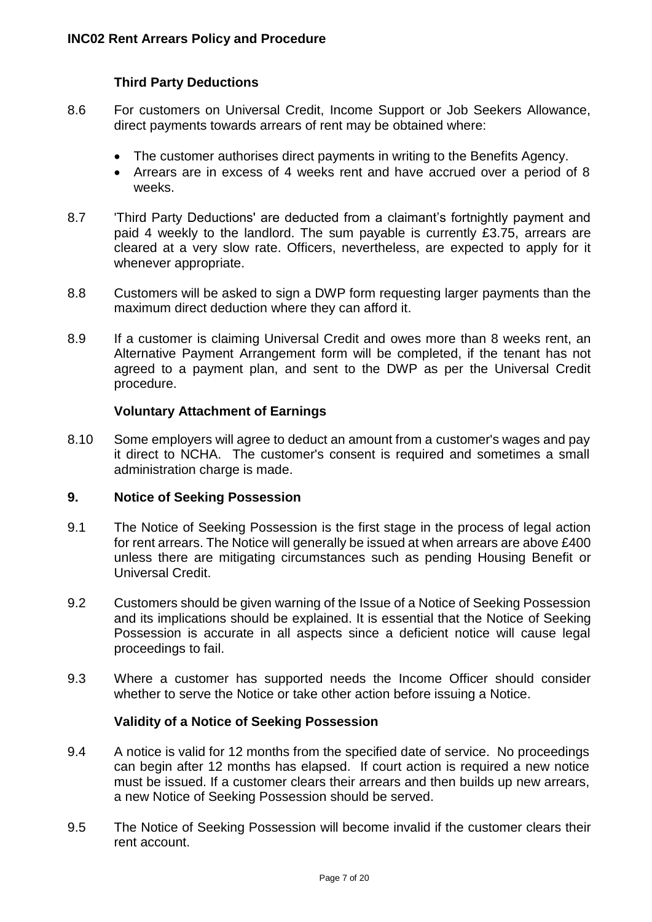### Third Party Deductions

8.6 For customers on Universal Credit, Income Support or Job Seekers Allowance, direct payments towards arrears of rent may be obtained where:

- The customer authorises direct payments in writing to the Benefits Agency.
- Arrears are in excess of 4 weeks rent and have accrued over a period of 8 weeks.

8.7 'Third Party Deductions' are deducted from a claimant's fortnightly payment and paid 4 weekly to the landlord. The sum payable is currently £3.75, arrears are cleared at a very slow rate. Officers, nevertheless, are expected to apply for it whenever appropriate.

8.8 Customers will be asked to sign a DWP form requesting larger payments than the maximum direct deduction where they can afford it.

8.9 If a customer is claiming Universal Credit and owes more than 8 weeks rent, an Alternative Payment Arrangement form will be completed, if the tenant has not agreed to a payment plan, and sent to the DWP as per the Universal Credit procedure.

### Voluntary Attachment of Earnings

8.10 Some employers will agree to deduct an amount from a customer's wages and pay it direct to NCHA. The customer's consent is required and sometimes a small administration charge is made.

## 9. Notice of Seeking Possession

9.1 The Notice of Seeking Possession is the first stage in the process of legal action for rent arrears. The Notice will generally be issued at when arrears are above £400 unless there are mitigating circumstances such as pending Housing Benefit or Universal Credit.

9.2 Customers should be given warning of the Issue of a Notice of Seeking Possession and its implications should be explained. It is essential that the Notice of Seeking Possession is accurate in all aspects since a deficient notice will cause legal proceedings to fail.

9.3 Where a customer has supported needs the Income Officer should consider whether to serve the Notice or take other action before issuing a Notice.

### Validity of a Notice of Seeking Possession

9.4 A notice is valid for 12 months from the specified date of service. No proceedings can begin after 12 months has elapsed. If court action is required a new notice must be issued. If a customer clears their arrears and then builds up new arrears, a new Notice of Seeking Possession should be served.

9.5 The Notice of Seeking Possession will become invalid if the customer clears their rent account.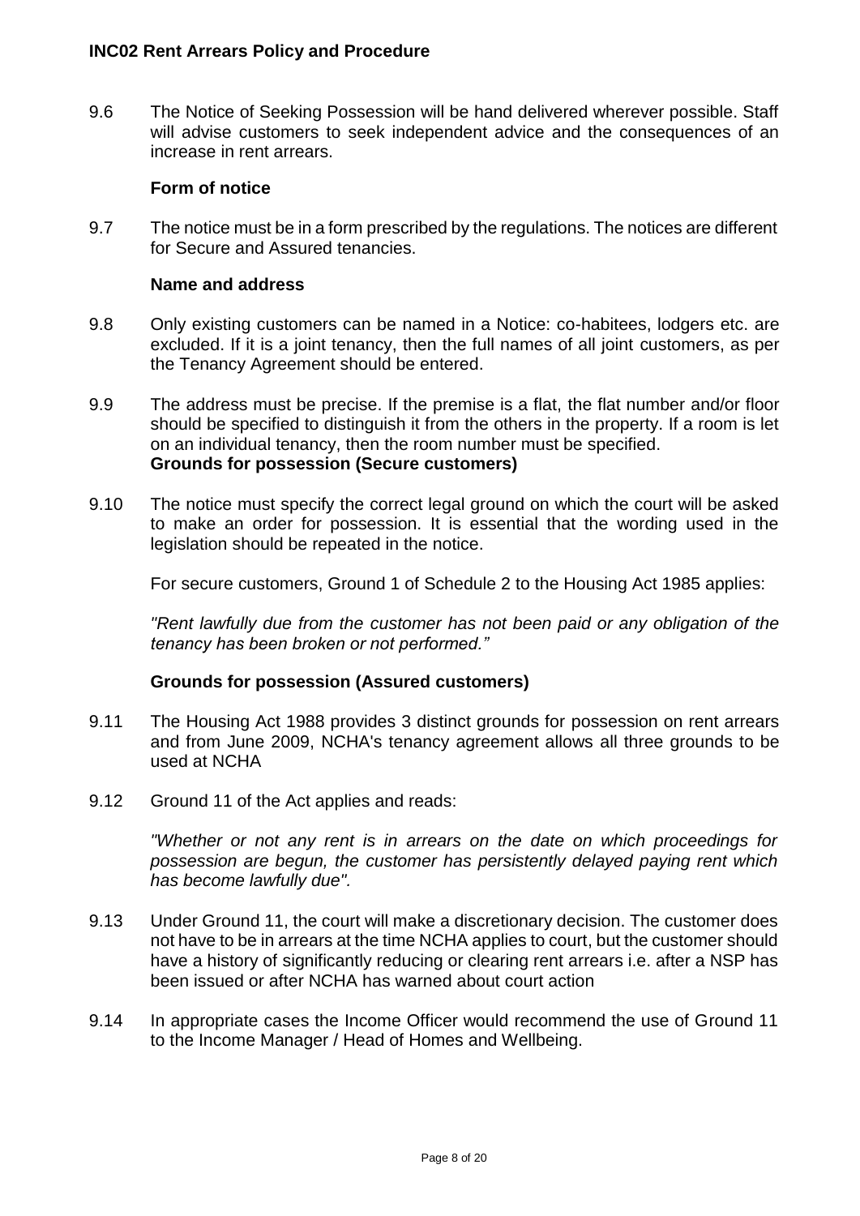9.6 The Notice of Seeking Possession will be hand delivered wherever possible. Staff will advise customers to seek independent advice and the consequences of an increase in rent arrears.

**Form of notice**

9.7 The notice must be in a form prescribed by the regulations. The notices are different for Secure and Assured tenancies.

**Name and address**

9.8 Only existing customers can be named in a Notice: co-habitees, lodgers etc. are excluded. If it is a joint tenancy, then the full names of all joint customers, as per the Tenancy Agreement should be entered.

9.9 The address must be precise. If the premise is a flat, the flat number and/or floor should be specified to distinguish it from the others in the property. If a room is let on an individual tenancy, then the room number must be specified.

**Grounds for possession (Secure customers)**

9.10 The notice must specify the correct legal ground on which the court will be asked to make an order for possession. It is essential that the wording used in the legislation should be repeated in the notice.

For secure customers, Ground 1 of Schedule 2 to the Housing Act 1985 applies:

*"Rent lawfully due from the customer has not been paid or any obligation of the tenancy has been broken or not performed."*

**Grounds for possession (Assured customers)**

9.11 The Housing Act 1988 provides 3 distinct grounds for possession on rent arrears and from June 2009, NCHA's tenancy agreement allows all three grounds to be used at NCHA

9.12 Ground 11 of the Act applies and reads:

*"Whether or not any rent is in arrears on the date on which proceedings for possession are begun, the customer has persistently delayed paying rent which has become lawfully due".*

9.13 Under Ground 11, the court will make a discretionary decision. The customer does not have to be in arrears at the time NCHA applies to court, but the customer should have a history of significantly reducing or clearing rent arrears i.e. after a NSP has been issued or after NCHA has warned about court action

9.14 In appropriate cases the Income Officer would recommend the use of Ground 11 to the Income Manager / Head of Homes and Wellbeing.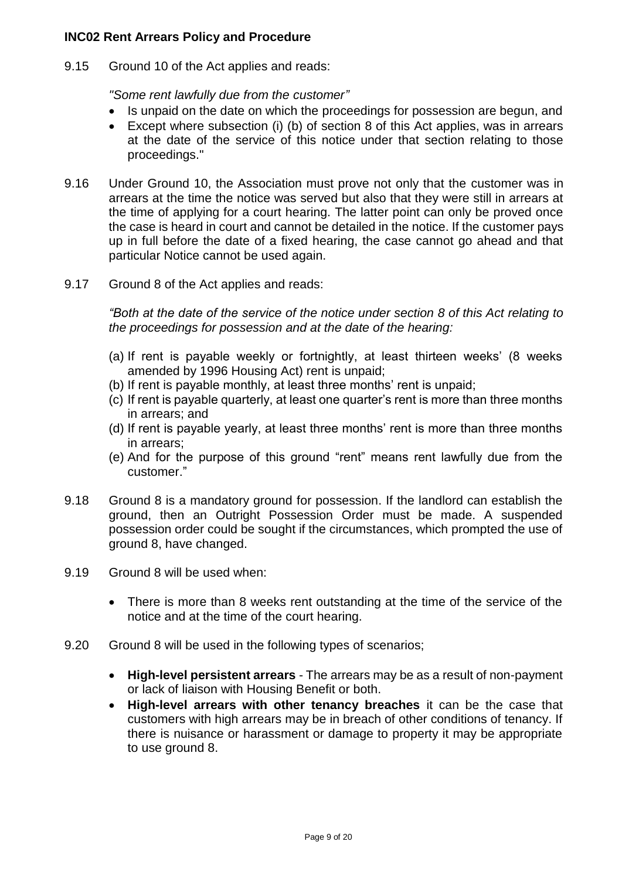9.15 Ground 10 of the Act applies and reads:

*"Some rent lawfully due from the customer"*

- Is unpaid on the date on which the proceedings for possession are begun, and
- Except where subsection (i) (b) of section 8 of this Act applies, was in arrears at the date of the service of this notice under that section relating to those proceedings."

9.16 Under Ground 10, the Association must prove not only that the customer was in arrears at the time the notice was served but also that they were still in arrears at the time of applying for a court hearing. The latter point can only be proved once the case is heard in court and cannot be detailed in the notice. If the customer pays up in full before the date of a fixed hearing, the case cannot go ahead and that particular Notice cannot be used again.

9.17 Ground 8 of the Act applies and reads:

*"Both at the date of the service of the notice under section 8 of this Act relating to the proceedings for possession and at the date of the hearing:*

(a) If rent is payable weekly or fortnightly, at least thirteen weeks' (8 weeks amended by 1996 Housing Act) rent is unpaid;
(b) If rent is payable monthly, at least three months' rent is unpaid;
(c) If rent is payable quarterly, at least one quarter's rent is more than three months in arrears; and
(d) If rent is payable yearly, at least three months' rent is more than three months in arrears;
(e) And for the purpose of this ground "rent" means rent lawfully due from the customer."

9.18 Ground 8 is a mandatory ground for possession. If the landlord can establish the ground, then an Outright Possession Order must be made. A suspended possession order could be sought if the circumstances, which prompted the use of ground 8, have changed.

9.19 Ground 8 will be used when:

- There is more than 8 weeks rent outstanding at the time of the service of the notice and at the time of the court hearing.

9.20 Ground 8 will be used in the following types of scenarios;

- **High-level persistent arrears** - The arrears may be as a result of non-payment or lack of liaison with Housing Benefit or both.
- **High-level arrears with other tenancy breaches** it can be the case that customers with high arrears may be in breach of other conditions of tenancy. If there is nuisance or harassment or damage to property it may be appropriate to use ground 8.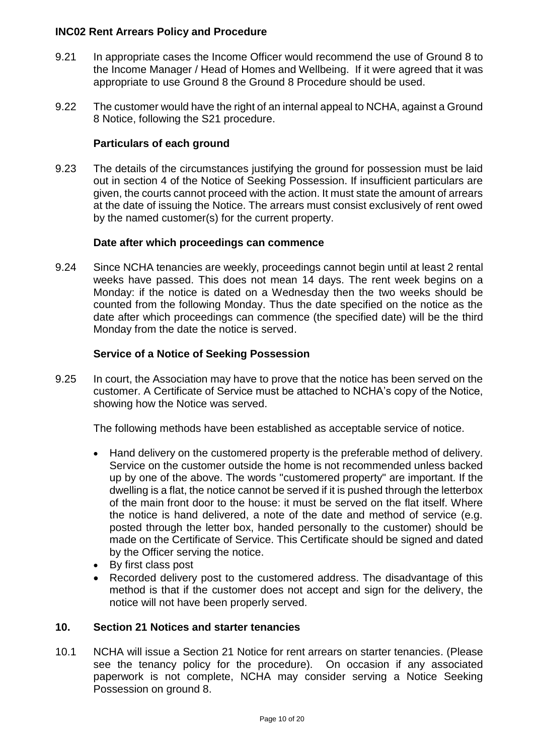9.21 In appropriate cases the Income Officer would recommend the use of Ground 8 to the Income Manager / Head of Homes and Wellbeing. If it were agreed that it was appropriate to use Ground 8 the Ground 8 Procedure should be used.

9.22 The customer would have the right of an internal appeal to NCHA, against a Ground 8 Notice, following the S21 procedure.

### Particulars of each ground

9.23 The details of the circumstances justifying the ground for possession must be laid out in section 4 of the Notice of Seeking Possession. If insufficient particulars are given, the courts cannot proceed with the action. It must state the amount of arrears at the date of issuing the Notice. The arrears must consist exclusively of rent owed by the named customer(s) for the current property.

### Date after which proceedings can commence

9.24 Since NCHA tenancies are weekly, proceedings cannot begin until at least 2 rental weeks have passed. This does not mean 14 days. The rent week begins on a Monday: if the notice is dated on a Wednesday then the two weeks should be counted from the following Monday. Thus the date specified on the notice as the date after which proceedings can commence (the specified date) will be the third Monday from the date the notice is served.

### Service of a Notice of Seeking Possession

9.25 In court, the Association may have to prove that the notice has been served on the customer. A Certificate of Service must be attached to NCHA's copy of the Notice, showing how the Notice was served.

The following methods have been established as acceptable service of notice.

- Hand delivery on the customered property is the preferable method of delivery. Service on the customer outside the home is not recommended unless backed up by one of the above. The words "customered property" are important. If the dwelling is a flat, the notice cannot be served if it is pushed through the letterbox of the main front door to the house: it must be served on the flat itself. Where the notice is hand delivered, a note of the date and method of service (e.g. posted through the letter box, handed personally to the customer) should be made on the Certificate of Service. This Certificate should be signed and dated by the Officer serving the notice.
- By first class post
- Recorded delivery post to the customered address. The disadvantage of this method is that if the customer does not accept and sign for the delivery, the notice will not have been properly served.

## 10. Section 21 Notices and starter tenancies

10.1 NCHA will issue a Section 21 Notice for rent arrears on starter tenancies. (Please see the tenancy policy for the procedure). On occasion if any associated paperwork is not complete, NCHA may consider serving a Notice Seeking Possession on ground 8.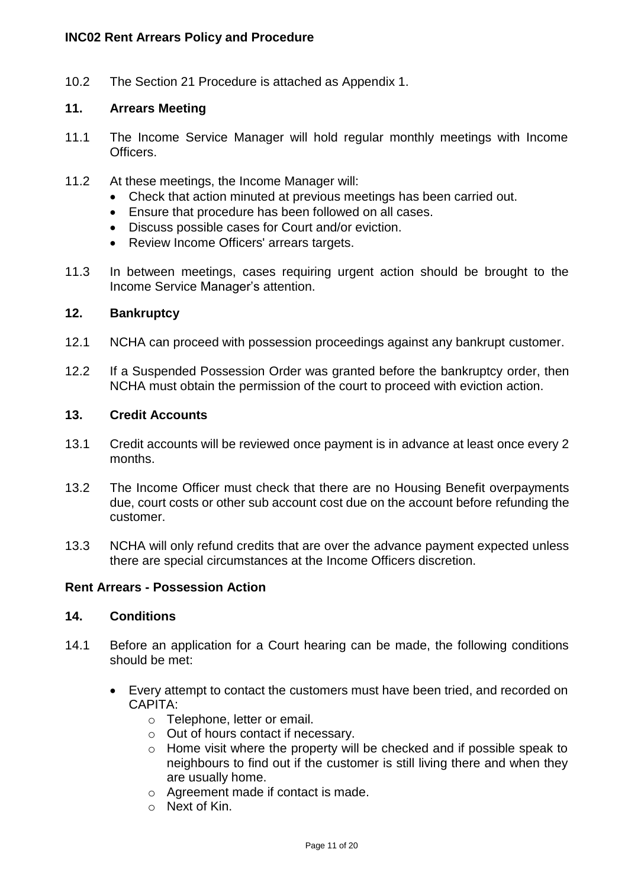10.2 The Section 21 Procedure is attached as Appendix 1.

## 11. Arrears Meeting

11.1 The Income Service Manager will hold regular monthly meetings with Income Officers.

11.2 At these meetings, the Income Manager will:

- Check that action minuted at previous meetings has been carried out.
- Ensure that procedure has been followed on all cases.
- Discuss possible cases for Court and/or eviction.
- Review Income Officers' arrears targets.

11.3 In between meetings, cases requiring urgent action should be brought to the Income Service Manager's attention.

## 12. Bankruptcy

12.1 NCHA can proceed with possession proceedings against any bankrupt customer.

12.2 If a Suspended Possession Order was granted before the bankruptcy order, then NCHA must obtain the permission of the court to proceed with eviction action.

## 13. Credit Accounts

13.1 Credit accounts will be reviewed once payment is in advance at least once every 2 months.

13.2 The Income Officer must check that there are no Housing Benefit overpayments due, court costs or other sub account cost due on the account before refunding the customer.

13.3 NCHA will only refund credits that are over the advance payment expected unless there are special circumstances at the Income Officers discretion.

## Rent Arrears - Possession Action

## 14. Conditions

14.1 Before an application for a Court hearing can be made, the following conditions should be met:

- Every attempt to contact the customers must have been tried, and recorded on CAPITA:
  - Telephone, letter or email.
  - Out of hours contact if necessary.
  - Home visit where the property will be checked and if possible speak to neighbours to find out if the customer is still living there and when they are usually home.
  - Agreement made if contact is made.
  - Next of Kin.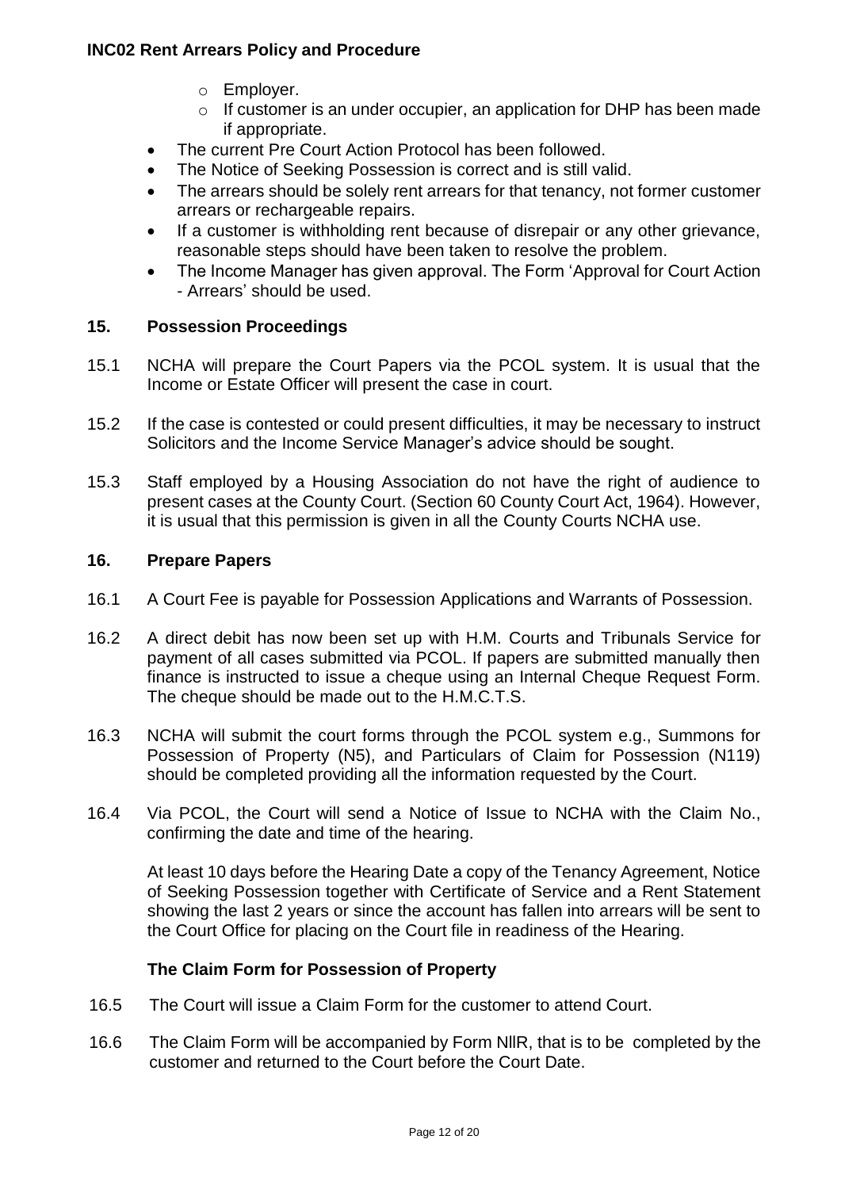- Employer.
  - If customer is an under occupier, an application for DHP has been made if appropriate.
- The current Pre Court Action Protocol has been followed.
- The Notice of Seeking Possession is correct and is still valid.
- The arrears should be solely rent arrears for that tenancy, not former customer arrears or rechargeable repairs.
- If a customer is withholding rent because of disrepair or any other grievance, reasonable steps should have been taken to resolve the problem.
- The Income Manager has given approval. The Form 'Approval for Court Action - Arrears' should be used.

## 15. Possession Proceedings

15.1 NCHA will prepare the Court Papers via the PCOL system. It is usual that the Income or Estate Officer will present the case in court.

15.2 If the case is contested or could present difficulties, it may be necessary to instruct Solicitors and the Income Service Manager's advice should be sought.

15.3 Staff employed by a Housing Association do not have the right of audience to present cases at the County Court. (Section 60 County Court Act, 1964). However, it is usual that this permission is given in all the County Courts NCHA use.

## 16. Prepare Papers

16.1 A Court Fee is payable for Possession Applications and Warrants of Possession.

16.2 A direct debit has now been set up with H.M. Courts and Tribunals Service for payment of all cases submitted via PCOL. If papers are submitted manually then finance is instructed to issue a cheque using an Internal Cheque Request Form. The cheque should be made out to the H.M.C.T.S.

16.3 NCHA will submit the court forms through the PCOL system e.g., Summons for Possession of Property (N5), and Particulars of Claim for Possession (N119) should be completed providing all the information requested by the Court.

16.4 Via PCOL, the Court will send a Notice of Issue to NCHA with the Claim No., confirming the date and time of the hearing.

At least 10 days before the Hearing Date a copy of the Tenancy Agreement, Notice of Seeking Possession together with Certificate of Service and a Rent Statement showing the last 2 years or since the account has fallen into arrears will be sent to the Court Office for placing on the Court file in readiness of the Hearing.

### The Claim Form for Possession of Property

16.5 The Court will issue a Claim Form for the customer to attend Court.

16.6 The Claim Form will be accompanied by Form NllR, that is to be completed by the customer and returned to the Court before the Court Date.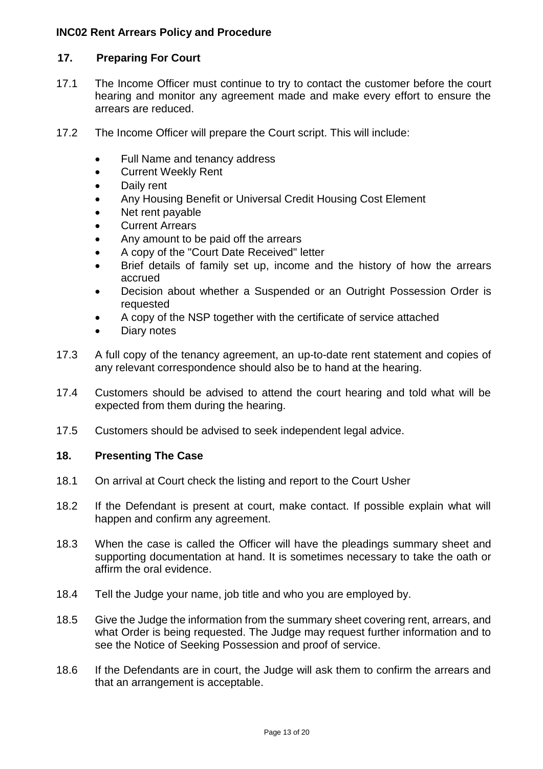## 17. Preparing For Court

17.1 The Income Officer must continue to try to contact the customer before the court hearing and monitor any agreement made and make every effort to ensure the arrears are reduced.

17.2 The Income Officer will prepare the Court script. This will include:

- Full Name and tenancy address
- Current Weekly Rent
- Daily rent
- Any Housing Benefit or Universal Credit Housing Cost Element
- Net rent payable
- Current Arrears
- Any amount to be paid off the arrears
- A copy of the "Court Date Received" letter
- Brief details of family set up, income and the history of how the arrears accrued
- Decision about whether a Suspended or an Outright Possession Order is requested
- A copy of the NSP together with the certificate of service attached
- Diary notes

17.3 A full copy of the tenancy agreement, an up-to-date rent statement and copies of any relevant correspondence should also be to hand at the hearing.

17.4 Customers should be advised to attend the court hearing and told what will be expected from them during the hearing.

17.5 Customers should be advised to seek independent legal advice.

## 18. Presenting The Case

18.1 On arrival at Court check the listing and report to the Court Usher

18.2 If the Defendant is present at court, make contact. If possible explain what will happen and confirm any agreement.

18.3 When the case is called the Officer will have the pleadings summary sheet and supporting documentation at hand. It is sometimes necessary to take the oath or affirm the oral evidence.

18.4 Tell the Judge your name, job title and who you are employed by.

18.5 Give the Judge the information from the summary sheet covering rent, arrears, and what Order is being requested. The Judge may request further information and to see the Notice of Seeking Possession and proof of service.

18.6 If the Defendants are in court, the Judge will ask them to confirm the arrears and that an arrangement is acceptable.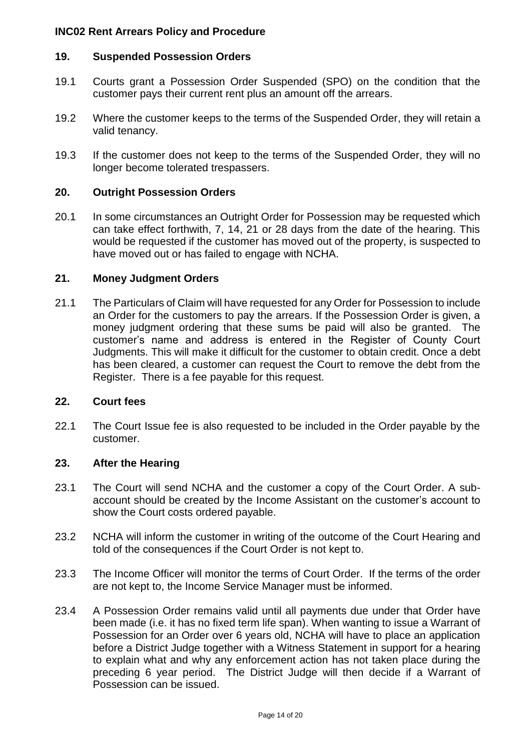## 19. Suspended Possession Orders

19.1 Courts grant a Possession Order Suspended (SPO) on the condition that the customer pays their current rent plus an amount off the arrears.

19.2 Where the customer keeps to the terms of the Suspended Order, they will retain a valid tenancy.

19.3 If the customer does not keep to the terms of the Suspended Order, they will no longer become tolerated trespassers.

## 20. Outright Possession Orders

20.1 In some circumstances an Outright Order for Possession may be requested which can take effect forthwith, 7, 14, 21 or 28 days from the date of the hearing. This would be requested if the customer has moved out of the property, is suspected to have moved out or has failed to engage with NCHA.

## 21. Money Judgment Orders

21.1 The Particulars of Claim will have requested for any Order for Possession to include an Order for the customers to pay the arrears. If the Possession Order is given, a money judgment ordering that these sums be paid will also be granted. The customer's name and address is entered in the Register of County Court Judgments. This will make it difficult for the customer to obtain credit. Once a debt has been cleared, a customer can request the Court to remove the debt from the Register. There is a fee payable for this request.

## 22. Court fees

22.1 The Court Issue fee is also requested to be included in the Order payable by the customer.

## 23. After the Hearing

23.1 The Court will send NCHA and the customer a copy of the Court Order. A sub-account should be created by the Income Assistant on the customer's account to show the Court costs ordered payable.

23.2 NCHA will inform the customer in writing of the outcome of the Court Hearing and told of the consequences if the Court Order is not kept to.

23.3 The Income Officer will monitor the terms of Court Order. If the terms of the order are not kept to, the Income Service Manager must be informed.

23.4 A Possession Order remains valid until all payments due under that Order have been made (i.e. it has no fixed term life span). When wanting to issue a Warrant of Possession for an Order over 6 years old, NCHA will have to place an application before a District Judge together with a Witness Statement in support for a hearing to explain what and why any enforcement action has not taken place during the preceding 6 year period. The District Judge will then decide if a Warrant of Possession can be issued.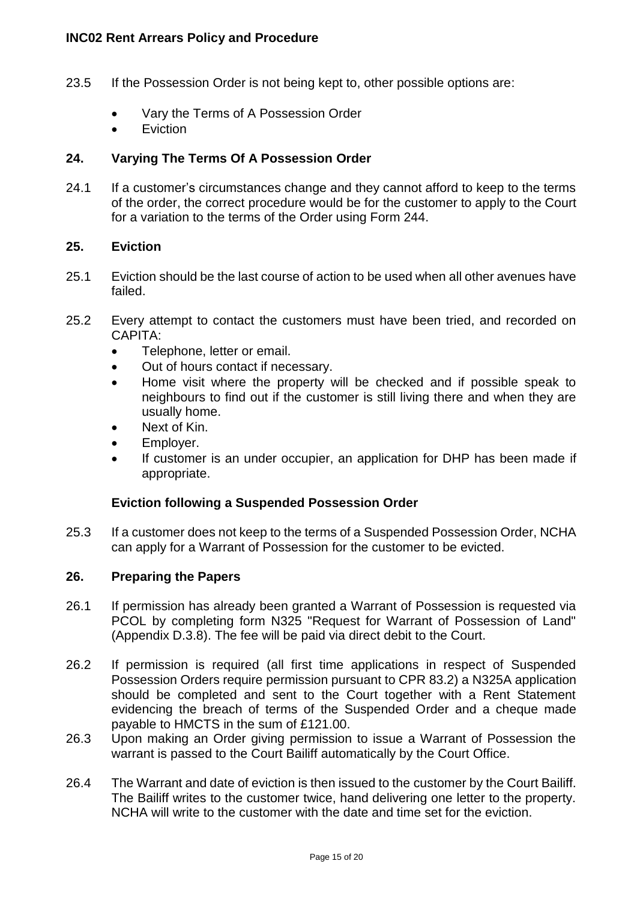23.5 If the Possession Order is not being kept to, other possible options are:

- Vary the Terms of A Possession Order
- Eviction

## 24. Varying The Terms Of A Possession Order

24.1 If a customer's circumstances change and they cannot afford to keep to the terms of the order, the correct procedure would be for the customer to apply to the Court for a variation to the terms of the Order using Form 244.

## 25. Eviction

25.1 Eviction should be the last course of action to be used when all other avenues have failed.

25.2 Every attempt to contact the customers must have been tried, and recorded on CAPITA:

- Telephone, letter or email.
- Out of hours contact if necessary.
- Home visit where the property will be checked and if possible speak to neighbours to find out if the customer is still living there and when they are usually home.
- Next of Kin.
- Employer.
- If customer is an under occupier, an application for DHP has been made if appropriate.

### Eviction following a Suspended Possession Order

25.3 If a customer does not keep to the terms of a Suspended Possession Order, NCHA can apply for a Warrant of Possession for the customer to be evicted.

## 26. Preparing the Papers

26.1 If permission has already been granted a Warrant of Possession is requested via PCOL by completing form N325 "Request for Warrant of Possession of Land" (Appendix D.3.8). The fee will be paid via direct debit to the Court.

26.2 If permission is required (all first time applications in respect of Suspended Possession Orders require permission pursuant to CPR 83.2) a N325A application should be completed and sent to the Court together with a Rent Statement evidencing the breach of terms of the Suspended Order and a cheque made payable to HMCTS in the sum of £121.00.

26.3 Upon making an Order giving permission to issue a Warrant of Possession the warrant is passed to the Court Bailiff automatically by the Court Office.

26.4 The Warrant and date of eviction is then issued to the customer by the Court Bailiff. The Bailiff writes to the customer twice, hand delivering one letter to the property. NCHA will write to the customer with the date and time set for the eviction.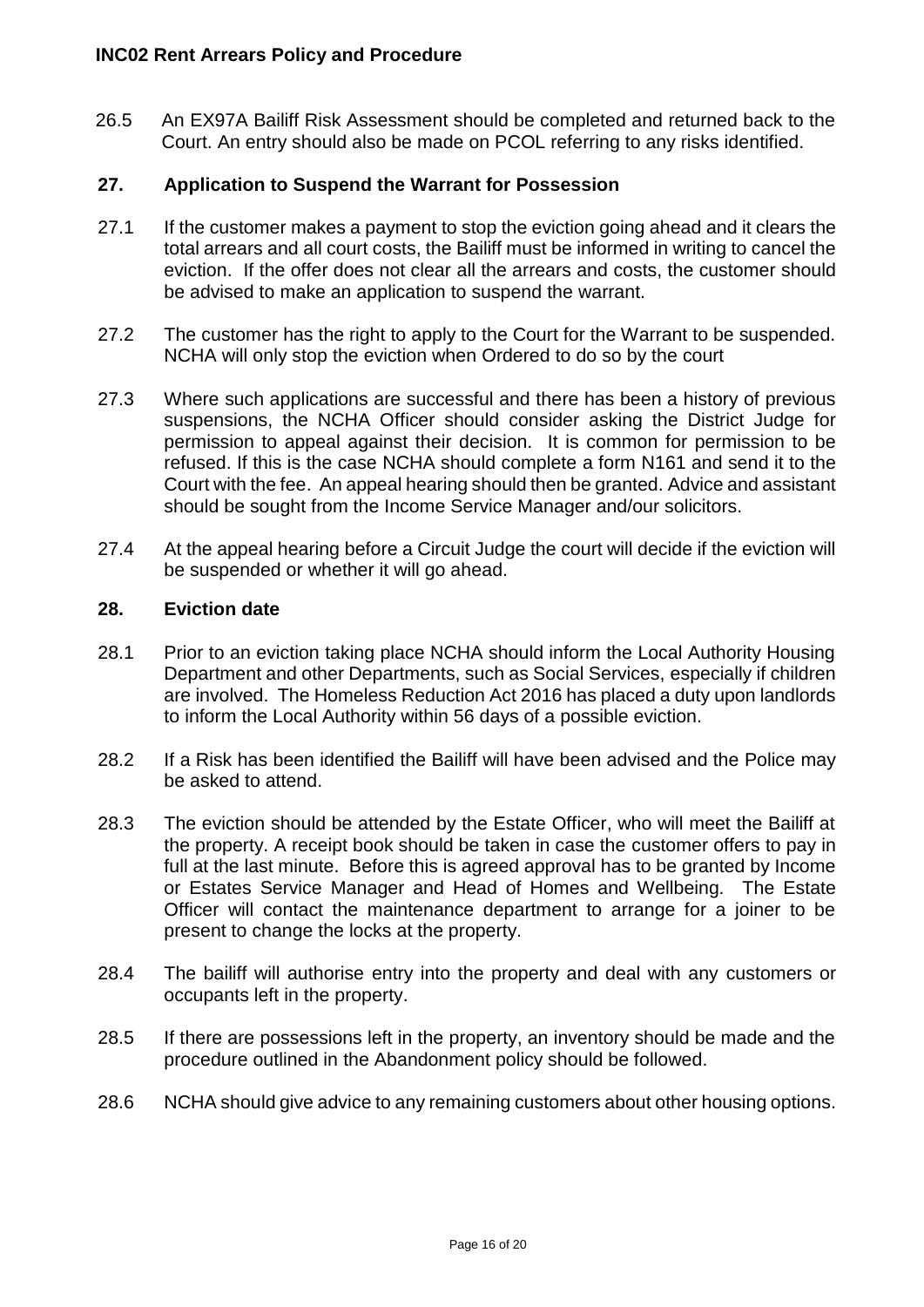26.5 An EX97A Bailiff Risk Assessment should be completed and returned back to the Court. An entry should also be made on PCOL referring to any risks identified.

## 27. Application to Suspend the Warrant for Possession

27.1 If the customer makes a payment to stop the eviction going ahead and it clears the total arrears and all court costs, the Bailiff must be informed in writing to cancel the eviction. If the offer does not clear all the arrears and costs, the customer should be advised to make an application to suspend the warrant.

27.2 The customer has the right to apply to the Court for the Warrant to be suspended. NCHA will only stop the eviction when Ordered to do so by the court

27.3 Where such applications are successful and there has been a history of previous suspensions, the NCHA Officer should consider asking the District Judge for permission to appeal against their decision. It is common for permission to be refused. If this is the case NCHA should complete a form N161 and send it to the Court with the fee. An appeal hearing should then be granted. Advice and assistant should be sought from the Income Service Manager and/our solicitors.

27.4 At the appeal hearing before a Circuit Judge the court will decide if the eviction will be suspended or whether it will go ahead.

## 28. Eviction date

28.1 Prior to an eviction taking place NCHA should inform the Local Authority Housing Department and other Departments, such as Social Services, especially if children are involved. The Homeless Reduction Act 2016 has placed a duty upon landlords to inform the Local Authority within 56 days of a possible eviction.

28.2 If a Risk has been identified the Bailiff will have been advised and the Police may be asked to attend.

28.3 The eviction should be attended by the Estate Officer, who will meet the Bailiff at the property. A receipt book should be taken in case the customer offers to pay in full at the last minute. Before this is agreed approval has to be granted by Income or Estates Service Manager and Head of Homes and Wellbeing. The Estate Officer will contact the maintenance department to arrange for a joiner to be present to change the locks at the property.

28.4 The bailiff will authorise entry into the property and deal with any customers or occupants left in the property.

28.5 If there are possessions left in the property, an inventory should be made and the procedure outlined in the Abandonment policy should be followed.

28.6 NCHA should give advice to any remaining customers about other housing options.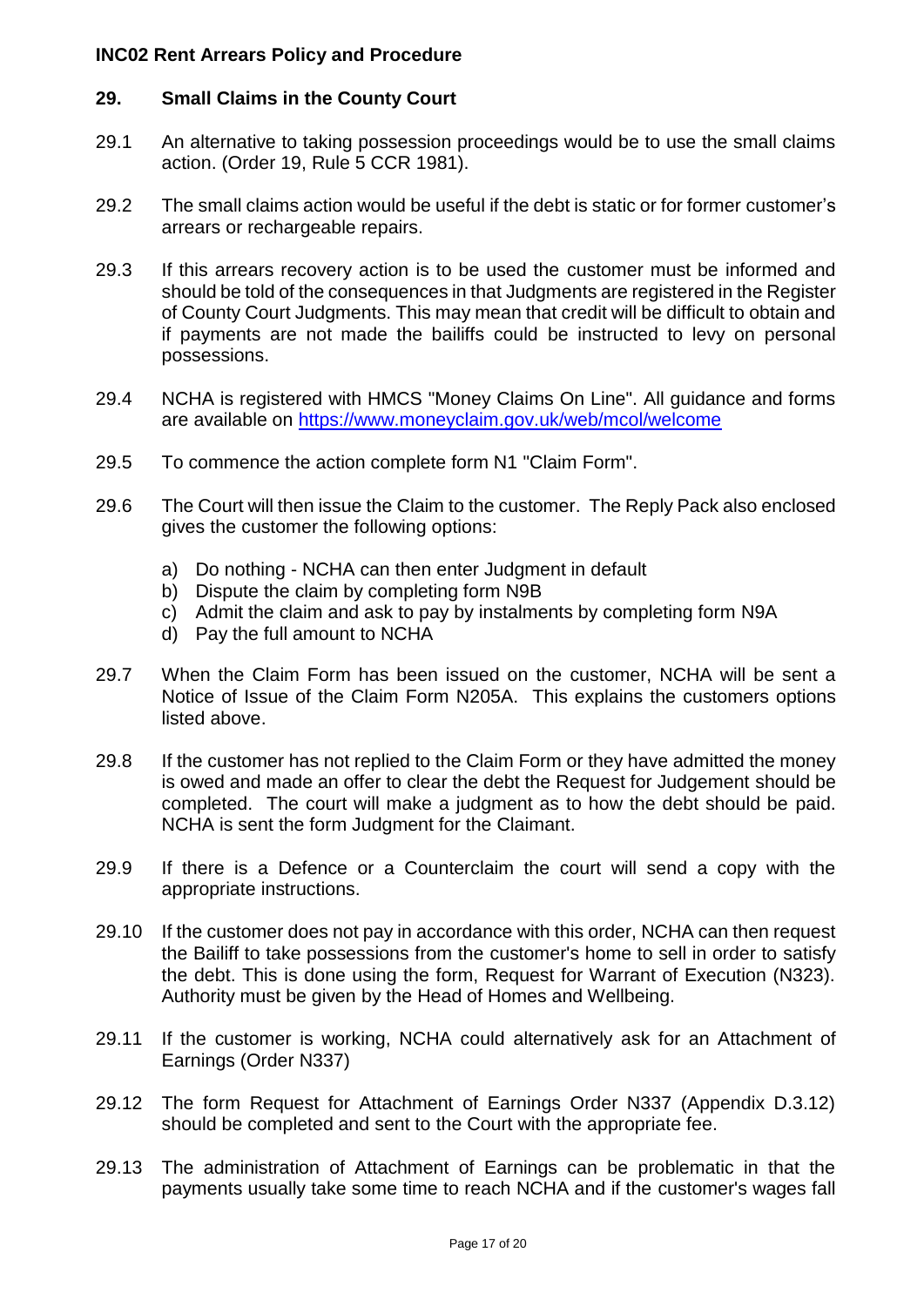## 29. Small Claims in the County Court

29.1 An alternative to taking possession proceedings would be to use the small claims action. (Order 19, Rule 5 CCR 1981).

29.2 The small claims action would be useful if the debt is static or for former customer's arrears or rechargeable repairs.

29.3 If this arrears recovery action is to be used the customer must be informed and should be told of the consequences in that Judgments are registered in the Register of County Court Judgments. This may mean that credit will be difficult to obtain and if payments are not made the bailiffs could be instructed to levy on personal possessions.

29.4 NCHA is registered with HMCS "Money Claims On Line". All guidance and forms are available on [https://www.moneyclaim.gov.uk/web/mcol/welcome](https://www.moneyclaim.gov.uk/web/mcol/welcome)

29.5 To commence the action complete form N1 "Claim Form".

29.6 The Court will then issue the Claim to the customer. The Reply Pack also enclosed gives the customer the following options:

a) Do nothing - NCHA can then enter Judgment in default
b) Dispute the claim by completing form N9B
c) Admit the claim and ask to pay by instalments by completing form N9A
d) Pay the full amount to NCHA

29.7 When the Claim Form has been issued on the customer, NCHA will be sent a Notice of Issue of the Claim Form N205A. This explains the customers options listed above.

29.8 If the customer has not replied to the Claim Form or they have admitted the money is owed and made an offer to clear the debt the Request for Judgement should be completed. The court will make a judgment as to how the debt should be paid. NCHA is sent the form Judgment for the Claimant.

29.9 If there is a Defence or a Counterclaim the court will send a copy with the appropriate instructions.

29.10 If the customer does not pay in accordance with this order, NCHA can then request the Bailiff to take possessions from the customer's home to sell in order to satisfy the debt. This is done using the form, Request for Warrant of Execution (N323). Authority must be given by the Head of Homes and Wellbeing.

29.11 If the customer is working, NCHA could alternatively ask for an Attachment of Earnings (Order N337)

29.12 The form Request for Attachment of Earnings Order N337 (Appendix D.3.12) should be completed and sent to the Court with the appropriate fee.

29.13 The administration of Attachment of Earnings can be problematic in that the payments usually take some time to reach NCHA and if the customer's wages fall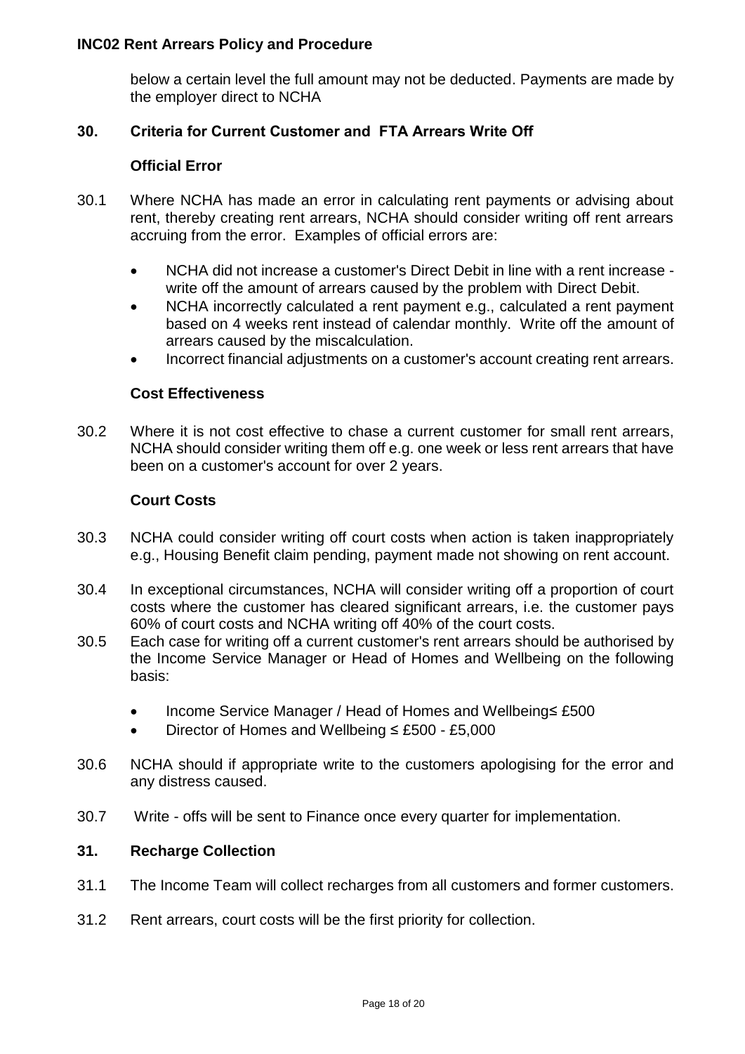below a certain level the full amount may not be deducted. Payments are made by the employer direct to NCHA

## 30. Criteria for Current Customer and FTA Arrears Write Off

### Official Error

30.1 Where NCHA has made an error in calculating rent payments or advising about rent, thereby creating rent arrears, NCHA should consider writing off rent arrears accruing from the error. Examples of official errors are:

- NCHA did not increase a customer's Direct Debit in line with a rent increase - write off the amount of arrears caused by the problem with Direct Debit.
- NCHA incorrectly calculated a rent payment e.g., calculated a rent payment based on 4 weeks rent instead of calendar monthly. Write off the amount of arrears caused by the miscalculation.
- Incorrect financial adjustments on a customer's account creating rent arrears.

### Cost Effectiveness

30.2 Where it is not cost effective to chase a current customer for small rent arrears, NCHA should consider writing them off e.g. one week or less rent arrears that have been on a customer's account for over 2 years.

### Court Costs

30.3 NCHA could consider writing off court costs when action is taken inappropriately e.g., Housing Benefit claim pending, payment made not showing on rent account.

30.4 In exceptional circumstances, NCHA will consider writing off a proportion of court costs where the customer has cleared significant arrears, i.e. the customer pays 60% of court costs and NCHA writing off 40% of the court costs.

30.5 Each case for writing off a current customer's rent arrears should be authorised by the Income Service Manager or Head of Homes and Wellbeing on the following basis:

- Income Service Manager / Head of Homes and Wellbeing≤ £500
- Director of Homes and Wellbeing ≤ £500 - £5,000

30.6 NCHA should if appropriate write to the customers apologising for the error and any distress caused.

30.7 Write - offs will be sent to Finance once every quarter for implementation.

## 31. Recharge Collection

31.1 The Income Team will collect recharges from all customers and former customers.

31.2 Rent arrears, court costs will be the first priority for collection.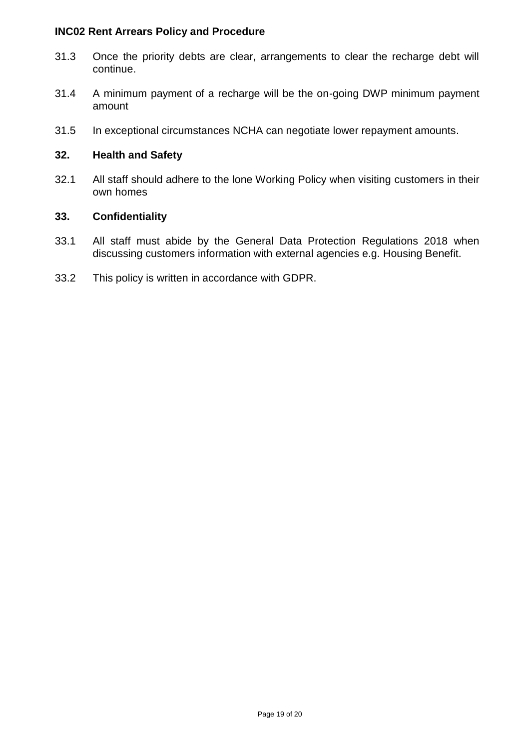31.3 Once the priority debts are clear, arrangements to clear the recharge debt will continue.

31.4 A minimum payment of a recharge will be the on-going DWP minimum payment amount

31.5 In exceptional circumstances NCHA can negotiate lower repayment amounts.

## 32. Health and Safety

32.1 All staff should adhere to the lone Working Policy when visiting customers in their own homes

## 33. Confidentiality

33.1 All staff must abide by the General Data Protection Regulations 2018 when discussing customers information with external agencies e.g. Housing Benefit.

33.2 This policy is written in accordance with GDPR.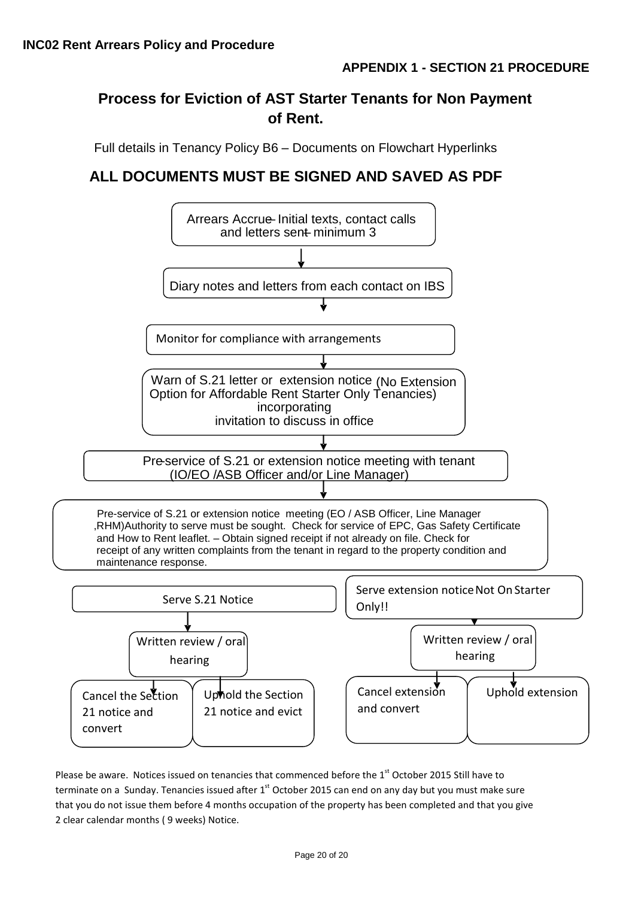INC02 Rent Arrears Policy and Procedure

**APPENDIX 1 - SECTION 21 PROCEDURE**

## Process for Eviction of AST Starter Tenants for Non Payment of Rent.

Full details in Tenancy Policy B6 – Documents on Flowchart Hyperlinks

## ALL DOCUMENTS MUST BE SIGNED AND SAVED AS PDF

Arrears Accrue- Initial texts, contact calls and letters sent- minimum 3

Diary notes and letters from each contact on IBS

Monitor for compliance with arrangements

Warn of S.21 letter or extension notice (No Extension Option for Affordable Rent Starter Only Tenancies) incorporating invitation to discuss in office

Pre-service of S.21 or extension notice meeting with tenant (IO/EO /ASB Officer and/or Line Manager)

Pre-service of S.21 or extension notice meeting (EO / ASB Officer, Line Manager ,RHM)Authority to serve must be sought. Check for service of EPC, Gas Safety Certificate and How to Rent leaflet. – Obtain signed receipt if not already on file. Check for receipt of any written complaints from the tenant in regard to the property condition and maintenance response.

Serve S.21 Notice

Written review / oral hearing

Cancel the Section 21 notice and convert

Uphold the Section 21 notice and evict

Serve extension notice Not On Starter Only!!

Written review / oral hearing

Cancel extension and convert

Uphold extension

Please be aware. Notices issued on tenancies that commenced before the 1st October 2015 Still have to terminate on a Sunday. Tenancies issued after 1st October 2015 can end on any day but you must make sure that you do not issue them before 4 months occupation of the property has been completed and that you give 2 clear calendar months ( 9 weeks) Notice.